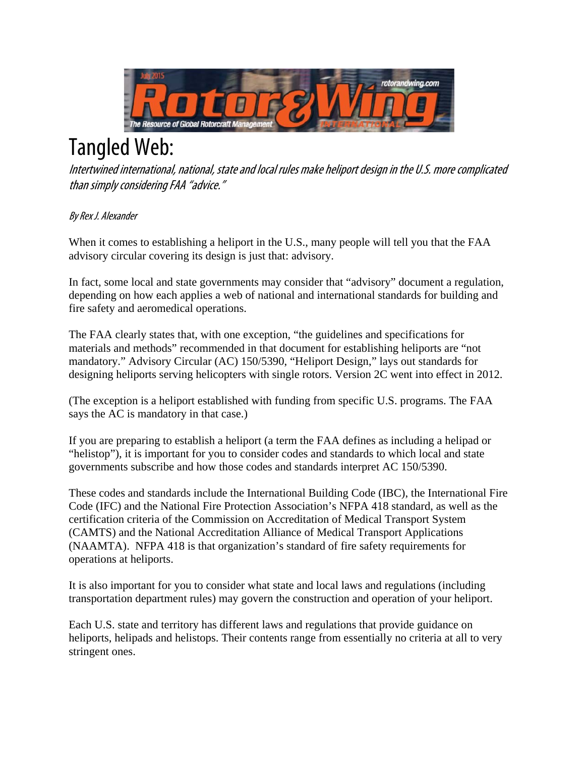# Tangled Web:

*Intertwined international, national, state and local rules make heliport design in the U.S. more complicated than simply considering FAA "advice."*

*By Rex J. Alexander*

When it comes to establishing a heliport in the U.S., many people will tell you that the FAA advisory circular covering its design is just that: advisory.

In fact, some local and state governments may consider that "advisory" document a regulation, depending on how each applies a web of national and international standards for building and fire safety and aeromedical operations.

The FAA clearly states that, with one exception, "the guidelines and specifications for materials and methods" recommended in that document for establishing heliports are "not mandatory." Advisory Circular (AC) 150/5390, "Heliport Design," lays out standards for designing heliports serving helicopters with single rotors. Version 2C went into effect in 2012.

(The exception is a heliport established with funding from specific U.S. programs. The FAA says the AC is mandatory in that case.)

If you are preparing to establish a heliport (a term the FAA defines as including a helipad or "helistop"), it is important for you to consider codes and standards to which local and state governments subscribe and how those codes and standards interpret AC 150/5390.

These codes and standards include the International Building Code (IBC), the International Fire Code (IFC) and the National Fire Protection Association's NFPA 418 standard, as well as the certification criteria of the Commission on Accreditation of Medical Transport System (CAMTS) and the National Accreditation Alliance of Medical Transport Applications (NAAMTA). NFPA 418 is that organization's standard of fire safety requirements for operations at heliports.

It is also important for you to consider what state and local laws and regulations (including transportation department rules) may govern the construction and operation of your heliport.

Each U.S. state and territory has different laws and regulations that provide guidance on heliports, helipads and helistops. Their contents range from essentially no criteria at all to very stringent ones.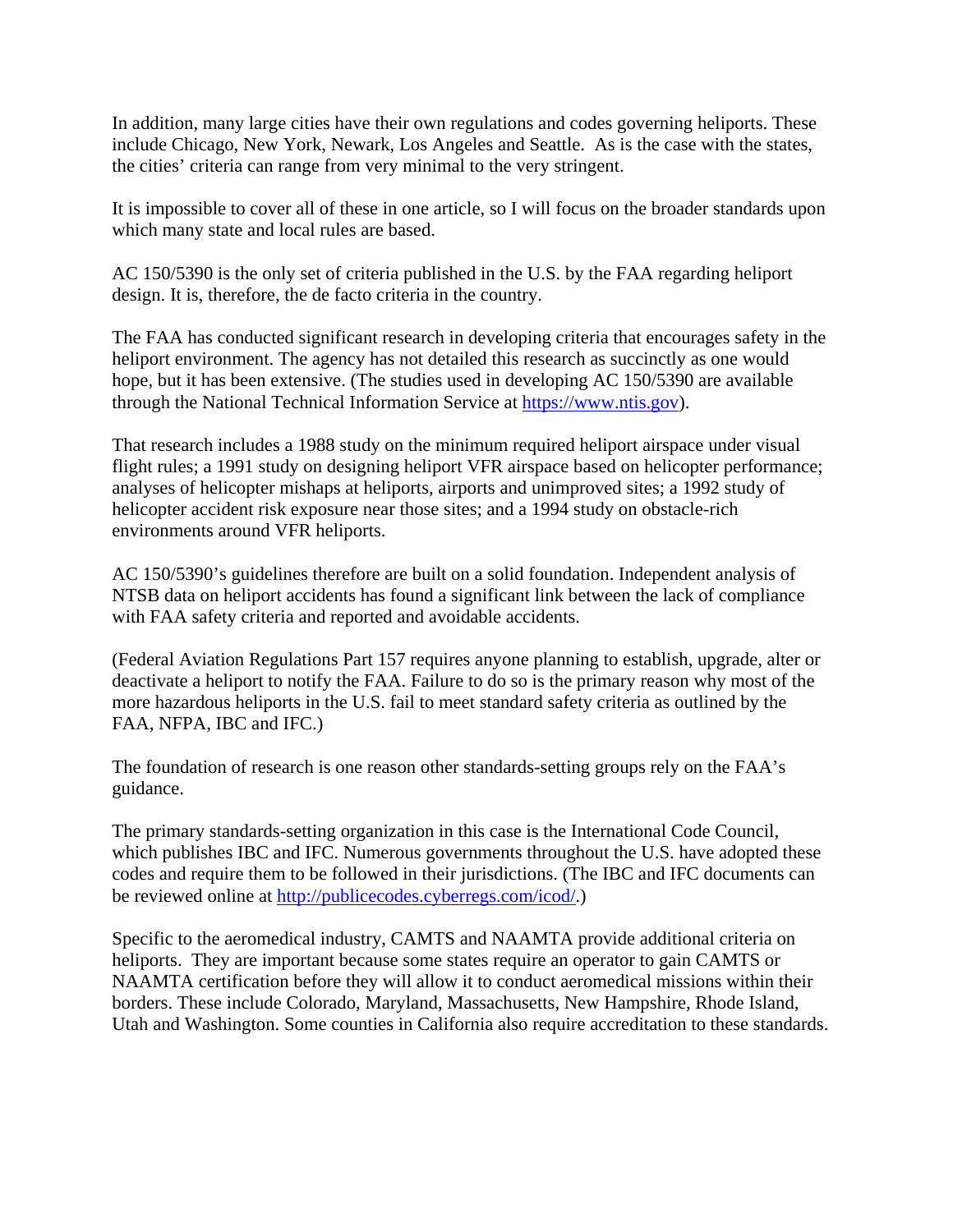In addition, many large cities have their own regulations and codes governing heliports. These include Chicago, New York, Newark, Los Angeles and Seattle. As is the case with the states, the cities' criteria can range from very minimal to the very stringent.

It is impossible to cover all of these in one article, so I will focus on the broader standards upon which many state and local rules are based.

AC 150/5390 is the only set of criteria published in the U.S. by the FAA regarding heliport design. It is, therefore, the de facto criteria in the country.

The FAA has conducted significant research in developing criteria that encourages safety in the heliport environment. The agency has not detailed this research as succinctly as one would hope, but it has been extensive. (The studies used in developing AC 150/5390 are available through the National Technical Information Service at [https://www.ntis.gov](https://www.ntis.gov)).

That research includes a 1988 study on the minimum required heliport airspace under visual flight rules; a 1991 study on designing heliport VFR airspace based on helicopter performance; analyses of helicopter mishaps at heliports, airports and unimproved sites; a 1992 study of helicopter accident risk exposure near those sites; and a 1994 study on obstacle-rich environments around VFR heliports.

AC 150/5390's guidelines therefore are built on a solid foundation. Independent analysis of NTSB data on heliport accidents has found a significant link between the lack of compliance with FAA safety criteria and reported and avoidable accidents.

(Federal Aviation Regulations Part 157 requires anyone planning to establish, upgrade, alter or deactivate a heliport to notify the FAA. Failure to do so is the primary reason why most of the more hazardous heliports in the U.S. fail to meet standard safety criteria as outlined by the FAA, NFPA, IBC and IFC.)

The foundation of research is one reason other standards-setting groups rely on the FAA's guidance.

The primary standards-setting organization in this case is the International Code Council, which publishes IBC and IFC. Numerous governments throughout the U.S. have adopted these codes and require them to be followed in their jurisdictions. (The IBC and IFC documents can be reviewed online at [http://publicecodes.cyberregs.com/icod/](http://publicecodes.cyberregs.com/icod/).)

Specific to the aeromedical industry, CAMTS and NAAMTA provide additional criteria on heliports. They are important because some states require an operator to gain CAMTS or NAAMTA certification before they will allow it to conduct aeromedical missions within their borders. These include Colorado, Maryland, Massachusetts, New Hampshire, Rhode Island, Utah and Washington. Some counties in California also require accreditation to these standards.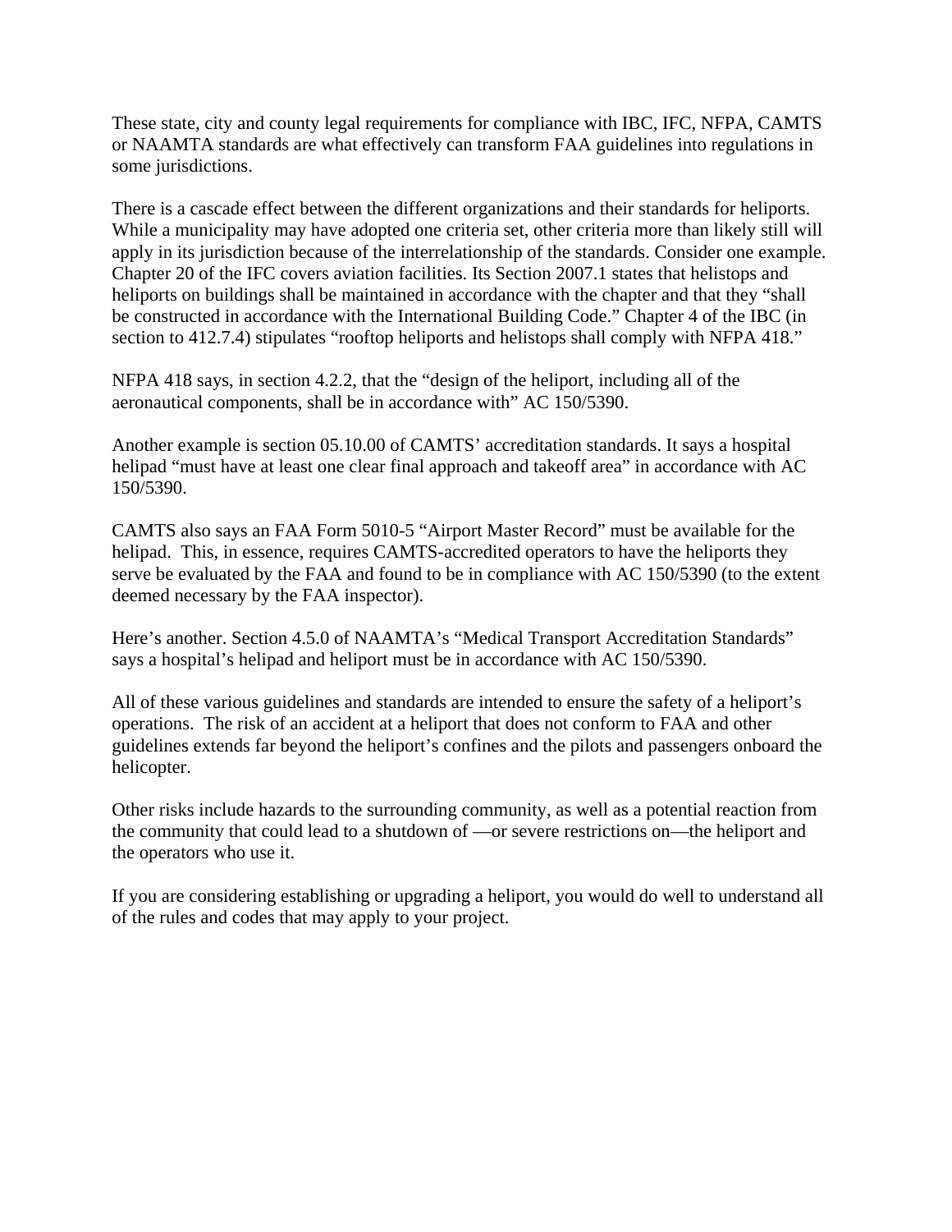These state, city and county legal requirements for compliance with IBC, IFC, NFPA, CAMTS or NAAMTA standards are what effectively can transform FAA guidelines into regulations in some jurisdictions.

There is a cascade effect between the different organizations and their standards for heliports. While a municipality may have adopted one criteria set, other criteria more than likely still will apply in its jurisdiction because of the interrelationship of the standards. Consider one example. Chapter 20 of the IFC covers aviation facilities. Its Section 2007.1 states that helistops and heliports on buildings shall be maintained in accordance with the chapter and that they "shall be constructed in accordance with the International Building Code." Chapter 4 of the IBC (in section to 412.7.4) stipulates "rooftop heliports and helistops shall comply with NFPA 418."

NFPA 418 says, in section 4.2.2, that the "design of the heliport, including all of the aeronautical components, shall be in accordance with" AC 150/5390.

Another example is section 05.10.00 of CAMTS' accreditation standards. It says a hospital helipad "must have at least one clear final approach and takeoff area" in accordance with AC 150/5390.

CAMTS also says an FAA Form 5010-5 "Airport Master Record" must be available for the helipad. This, in essence, requires CAMTS-accredited operators to have the heliports they serve be evaluated by the FAA and found to be in compliance with AC 150/5390 (to the extent deemed necessary by the FAA inspector).

Here's another. Section 4.5.0 of NAAMTA's "Medical Transport Accreditation Standards" says a hospital's helipad and heliport must be in accordance with AC 150/5390.

All of these various guidelines and standards are intended to ensure the safety of a heliport's operations. The risk of an accident at a heliport that does not conform to FAA and other guidelines extends far beyond the heliport's confines and the pilots and passengers onboard the helicopter.

Other risks include hazards to the surrounding community, as well as a potential reaction from the community that could lead to a shutdown of —or severe restrictions on—the heliport and the operators who use it.

If you are considering establishing or upgrading a heliport, you would do well to understand all of the rules and codes that may apply to your project.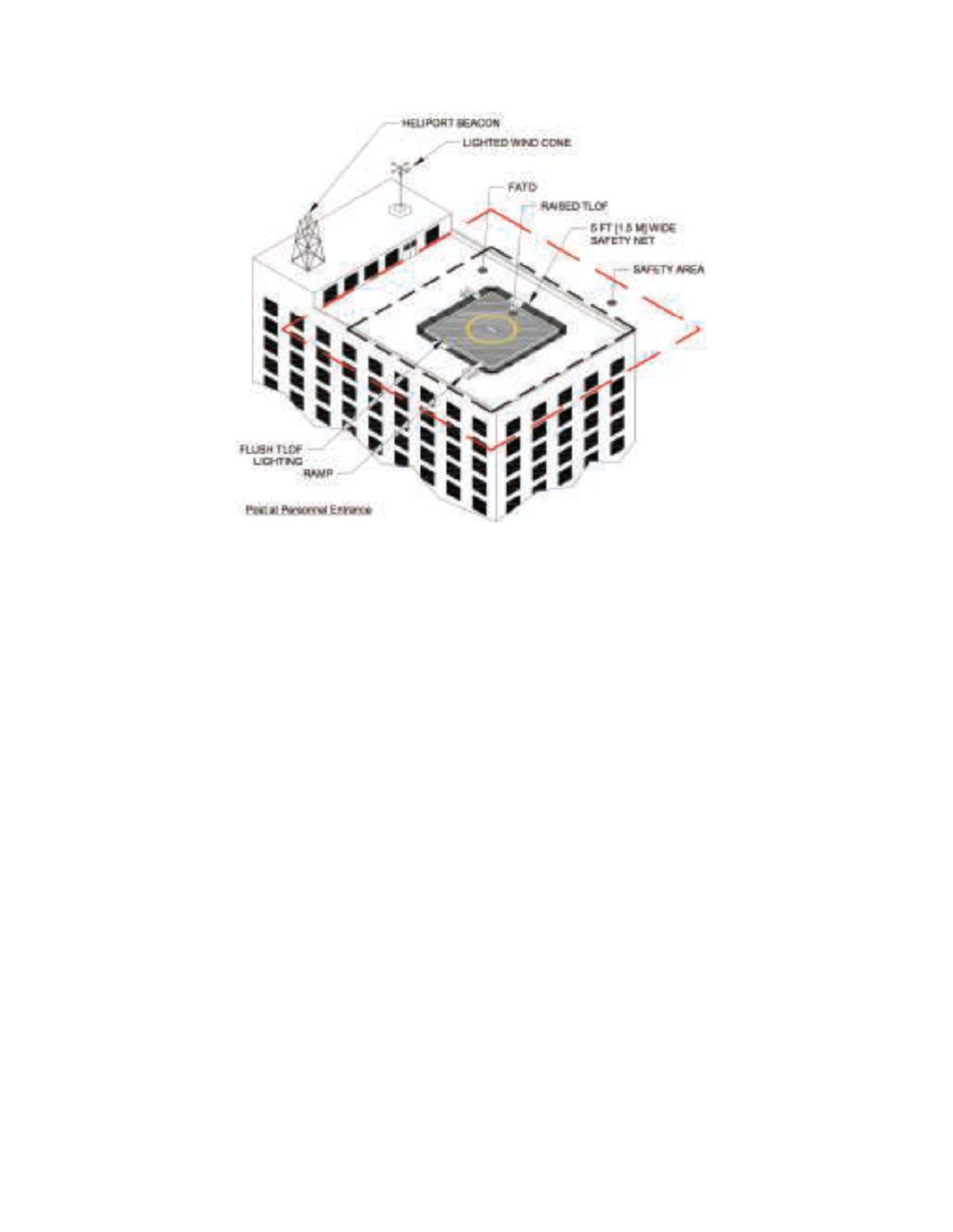HELIPORT BEACON

LIGHTED WIND CONE

FATO

RAISED TLOF

5 FT [1.5 M] WIDE SAFETY NET

SAFETY AREA

FLUSH TLOF LIGHTING

RAMP

Post at Personnel Entrance